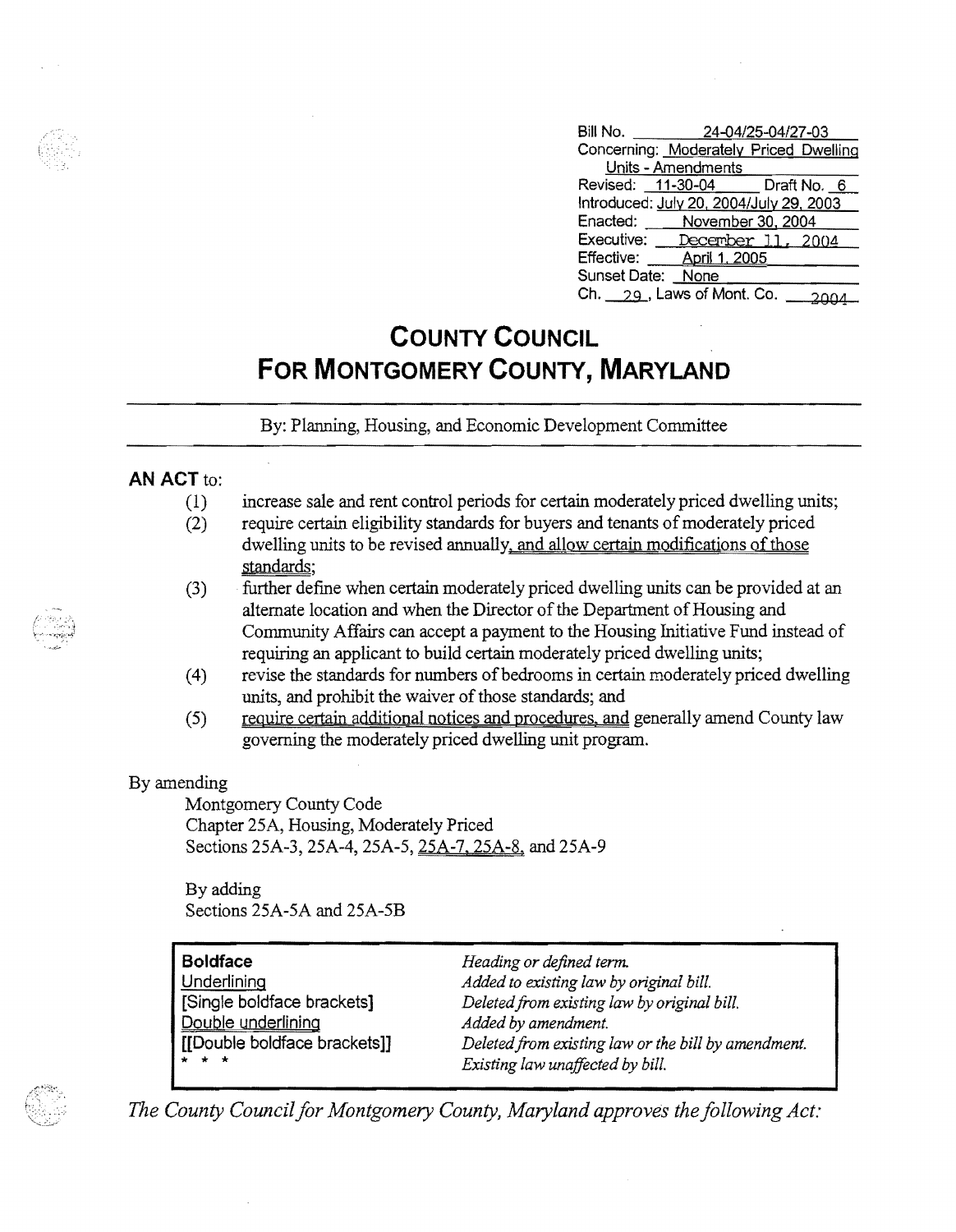| | |
|---|---|
| Bill No. | 24-04/25-04/27-03 |
| Concerning: | Moderately Priced Dwelling Units - Amendments |
| Revised: 11-30-04 | Draft No. 6 |
| Introduced: | July 20, 2004/July 29, 2003 |
| Enacted: | November 30, 2004 |
| Executive: | December 11, 2004 |
| Effective: | April 1, 2005 |
| Sunset Date: | None |
| Ch. 29, Laws of Mont. Co. | 2004 |

# COUNTY COUNCIL
# FOR MONTGOMERY COUNTY, MARYLAND

By: Planning, Housing, and Economic Development Committee

**AN ACT** to:

(1) increase sale and rent control periods for certain moderately priced dwelling units;

(2) require certain eligibility standards for buyers and tenants of moderately priced dwelling units to be revised annually, and allow certain modifications of those standards;

(3) further define when certain moderately priced dwelling units can be provided at an alternate location and when the Director of the Department of Housing and Community Affairs can accept a payment to the Housing Initiative Fund instead of requiring an applicant to build certain moderately priced dwelling units;

(4) revise the standards for numbers of bedrooms in certain moderately priced dwelling units, and prohibit the waiver of those standards; and

(5) require certain additional notices and procedures, and generally amend County law governing the moderately priced dwelling unit program.

By amending

Montgomery County Code
Chapter 25A, Housing, Moderately Priced
Sections 25A-3, 25A-4, 25A-5, 25A-7, 25A-8, and 25A-9

By adding
Sections 25A-5A and 25A-5B

| | |
|---|---|
| **Boldface** | *Heading or defined term.* |
| Underlining | *Added to existing law by original bill.* |
| [Single boldface brackets] | *Deleted from existing law by original bill.* |
| Double underlining | *Added by amendment.* |
| [[Double boldface brackets]] | *Deleted from existing law or the bill by amendment.* |
| * * * | *Existing law unaffected by bill.* |

*The County Council for Montgomery County, Maryland approves the following Act:*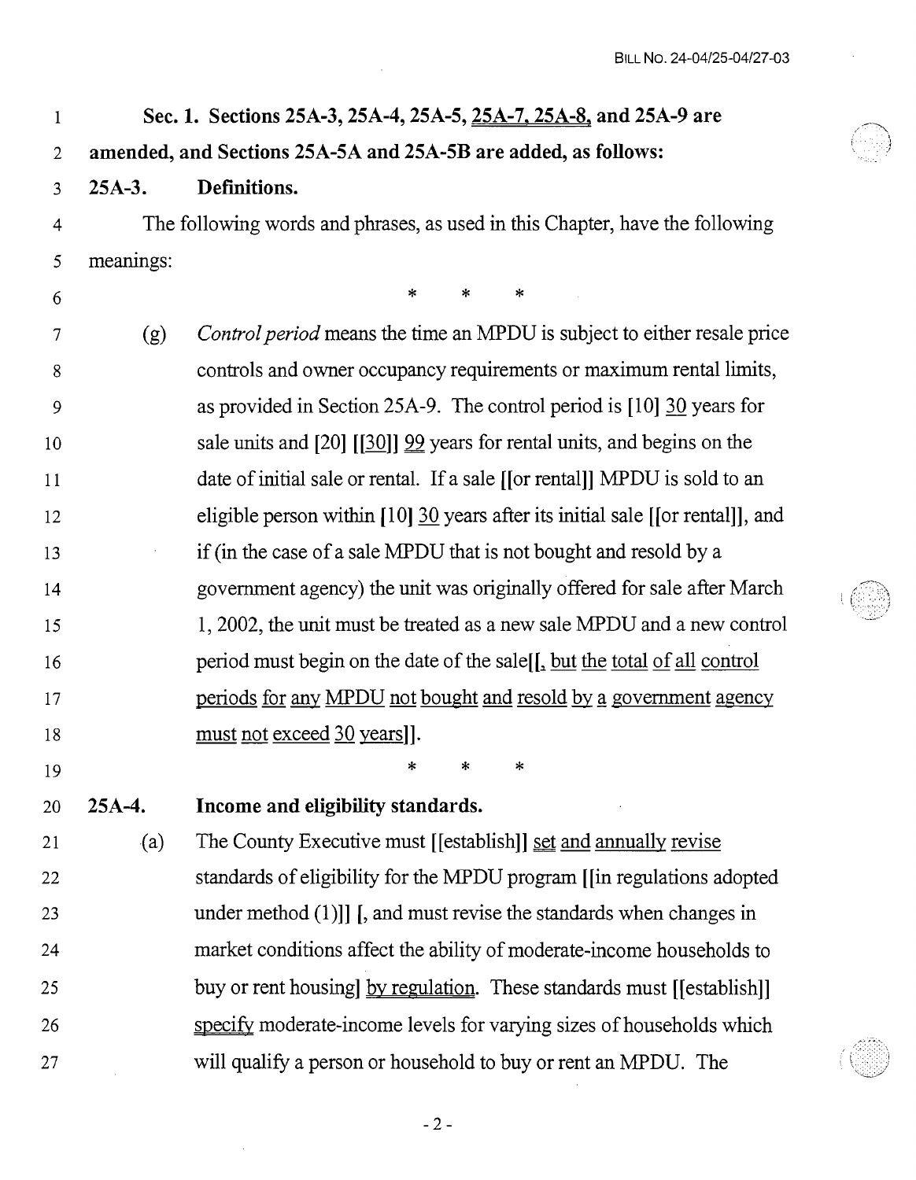**Sec. 1. Sections 25A-3, 25A-4, 25A-5, 25A-7, 25A-8, and 25A-9 are amended, and Sections 25A-5A and 25A-5B are added, as follows:**

**25A-3. Definitions.**

The following words and phrases, as used in this Chapter, have the following meanings:

\* \* \*

(g) *Control period* means the time an MPDU is subject to either resale price controls and owner occupancy requirements or maximum rental limits, as provided in Section 25A-9. The control period is [10] 30 years for sale units and [20] [[30]] 99 years for rental units, and begins on the date of initial sale or rental. If a sale [[or rental]] MPDU is sold to an eligible person within [10] 30 years after its initial sale [[or rental]], and if (in the case of a sale MPDU that is not bought and resold by a government agency) the unit was originally offered for sale after March 1, 2002, the unit must be treated as a new sale MPDU and a new control period must begin on the date of the sale[[, but the total of all control periods for any MPDU not bought and resold by a government agency must not exceed 30 years]].

\* \* \*

**25A-4. Income and eligibility standards.**

(a) The County Executive must [[establish]] set and annually revise standards of eligibility for the MPDU program [[in regulations adopted under method (1)]] [, and must revise the standards when changes in market conditions affect the ability of moderate-income households to buy or rent housing] by regulation. These standards must [[establish]] specify moderate-income levels for varying sizes of households which will qualify a person or household to buy or rent an MPDU. The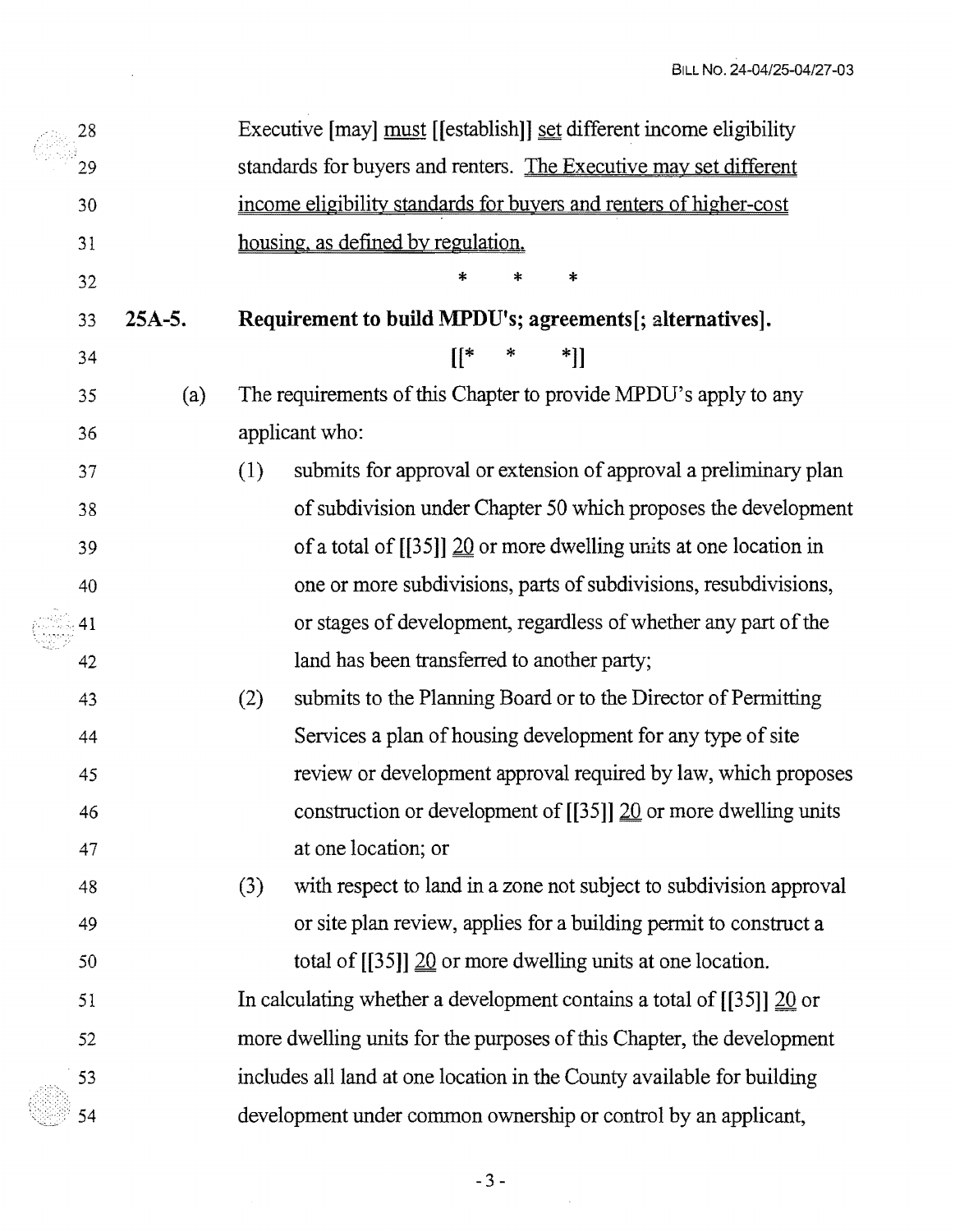Executive [may] must [[establish]] set different income eligibility standards for buyers and renters. The Executive may set different income eligibility standards for buyers and renters of higher-cost housing, as defined by regulation.

\* \* \*

**25A-5. Requirement to build MPDU's; agreements[; alternatives].**

[[\* \* \*]]

(a) The requirements of this Chapter to provide MPDU's apply to any applicant who:

(1) submits for approval or extension of approval a preliminary plan of subdivision under Chapter 50 which proposes the development of a total of [[35]] 20 or more dwelling units at one location in one or more subdivisions, parts of subdivisions, resubdivisions, or stages of development, regardless of whether any part of the land has been transferred to another party;

(2) submits to the Planning Board or to the Director of Permitting Services a plan of housing development for any type of site review or development approval required by law, which proposes construction or development of [[35]] 20 or more dwelling units at one location; or

(3) with respect to land in a zone not subject to subdivision approval or site plan review, applies for a building permit to construct a total of [[35]] 20 or more dwelling units at one location.

In calculating whether a development contains a total of [[35]] 20 or more dwelling units for the purposes of this Chapter, the development includes all land at one location in the County available for building development under common ownership or control by an applicant,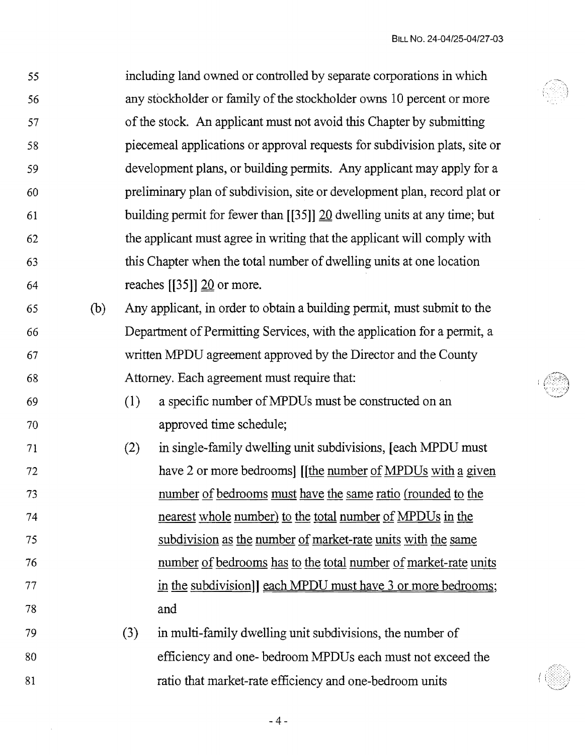including land owned or controlled by separate corporations in which any stockholder or family of the stockholder owns 10 percent or more of the stock. An applicant must not avoid this Chapter by submitting piecemeal applications or approval requests for subdivision plats, site or development plans, or building permits. Any applicant may apply for a preliminary plan of subdivision, site or development plan, record plat or building permit for fewer than [[35]] <u>20</u> dwelling units at any time; but the applicant must agree in writing that the applicant will comply with this Chapter when the total number of dwelling units at one location reaches [[35]] <u>20</u> or more.

(b) Any applicant, in order to obtain a building permit, must submit to the Department of Permitting Services, with the application for a permit, a written MPDU agreement approved by the Director and the County Attorney. Each agreement must require that:

   (1) a specific number of MPDUs must be constructed on an approved time schedule;

   (2) in single-family dwelling unit subdivisions, [each MPDU must have 2 or more bedrooms] [[<u>the number of MPDUs with a given number of bedrooms must have the same ratio (rounded to the nearest whole number) to the total number of MPDUs in the subdivision as the number of market-rate units with the same number of bedrooms has to the total number of market-rate units in the subdivision</u>]] <u>each MPDU must have 3 or more bedrooms</u>; and

   (3) in multi-family dwelling unit subdivisions, the number of efficiency and one- bedroom MPDUs each must not exceed the ratio that market-rate efficiency and one-bedroom units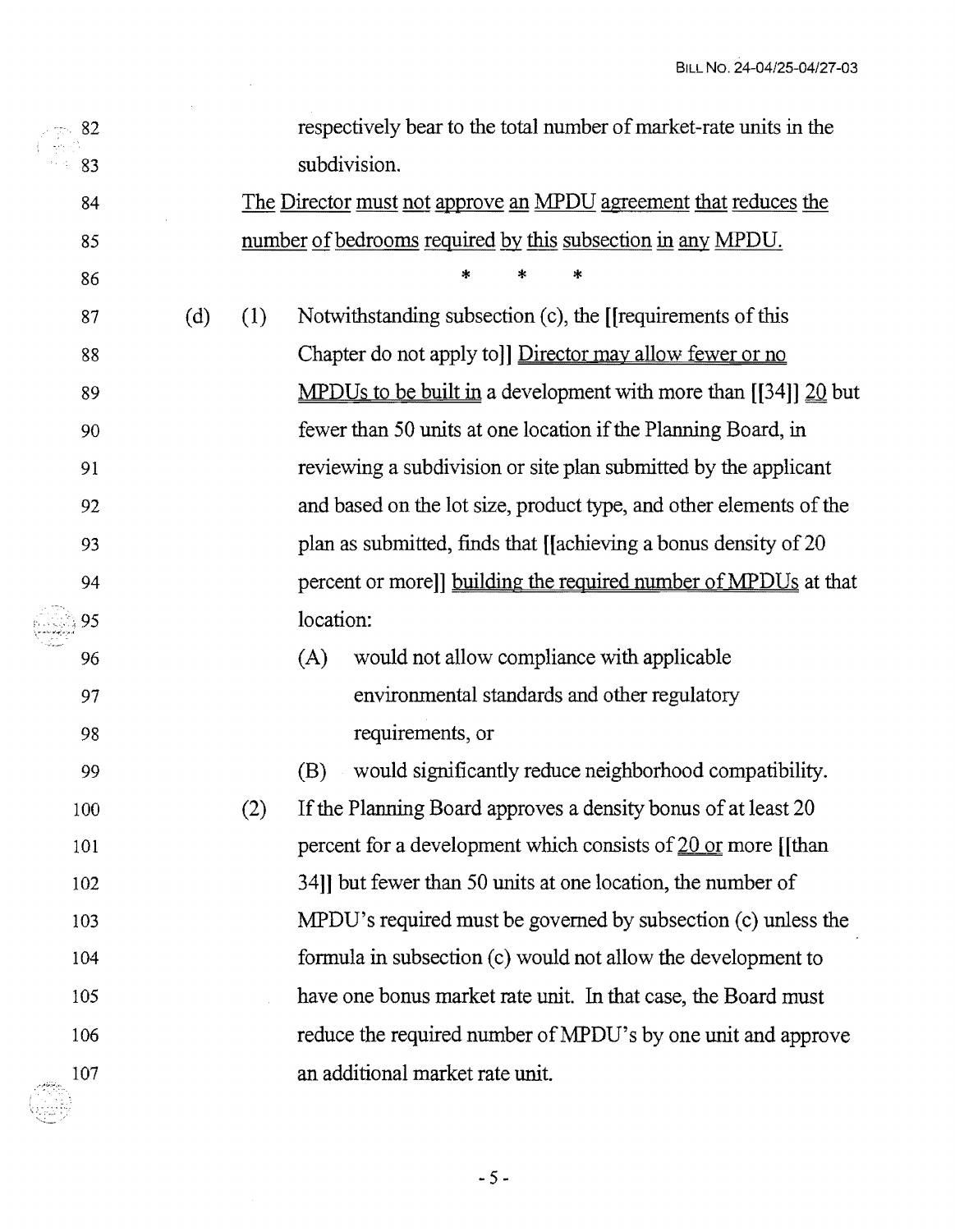respectively bear to the total number of market-rate units in the subdivision.

<u>The Director must not approve an MPDU agreement that reduces the number of bedrooms required by this subsection in any MPDU.</u>

\* \* \*

(d) (1) Notwithstanding subsection (c), the [[requirements of this Chapter do not apply to]] <u>Director may allow fewer or no MPDUs to be built in</u> a development with more than [[34]] <u>20</u> but fewer than 50 units at one location if the Planning Board, in reviewing a subdivision or site plan submitted by the applicant and based on the lot size, product type, and other elements of the plan as submitted, finds that [[achieving a bonus density of 20 percent or more]] <u>building the required number of MPDUs</u> at that location:

(A) would not allow compliance with applicable environmental standards and other regulatory requirements, or

(B) would significantly reduce neighborhood compatibility.

(2) If the Planning Board approves a density bonus of at least 20 percent for a development which consists of <u>20 or</u> more [[than 34]] but fewer than 50 units at one location, the number of MPDU's required must be governed by subsection (c) unless the formula in subsection (c) would not allow the development to have one bonus market rate unit. In that case, the Board must reduce the required number of MPDU's by one unit and approve an additional market rate unit.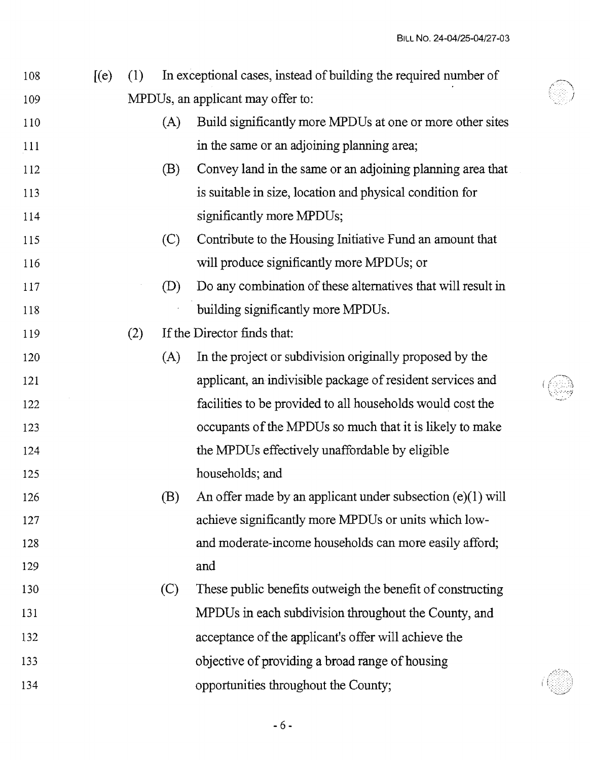108 [(e) (1) In exceptional cases, instead of building the required number of
109 MPDUs, an applicant may offer to:
110 (A) Build significantly more MPDUs at one or more other sites
111 in the same or an adjoining planning area;
112 (B) Convey land in the same or an adjoining planning area that
113 is suitable in size, location and physical condition for
114 significantly more MPDUs;
115 (C) Contribute to the Housing Initiative Fund an amount that
116 will produce significantly more MPDUs; or
117 (D) Do any combination of these alternatives that will result in
118 building significantly more MPDUs.
119 (2) If the Director finds that:
120 (A) In the project or subdivision originally proposed by the
121 applicant, an indivisible package of resident services and
122 facilities to be provided to all households would cost the
123 occupants of the MPDUs so much that it is likely to make
124 the MPDUs effectively unaffordable by eligible
125 households; and
126 (B) An offer made by an applicant under subsection (e)(1) will
127 achieve significantly more MPDUs or units which low-
128 and moderate-income households can more easily afford;
129 and
130 (C) These public benefits outweigh the benefit of constructing
131 MPDUs in each subdivision throughout the County, and
132 acceptance of the applicant's offer will achieve the
133 objective of providing a broad range of housing
134 opportunities throughout the County;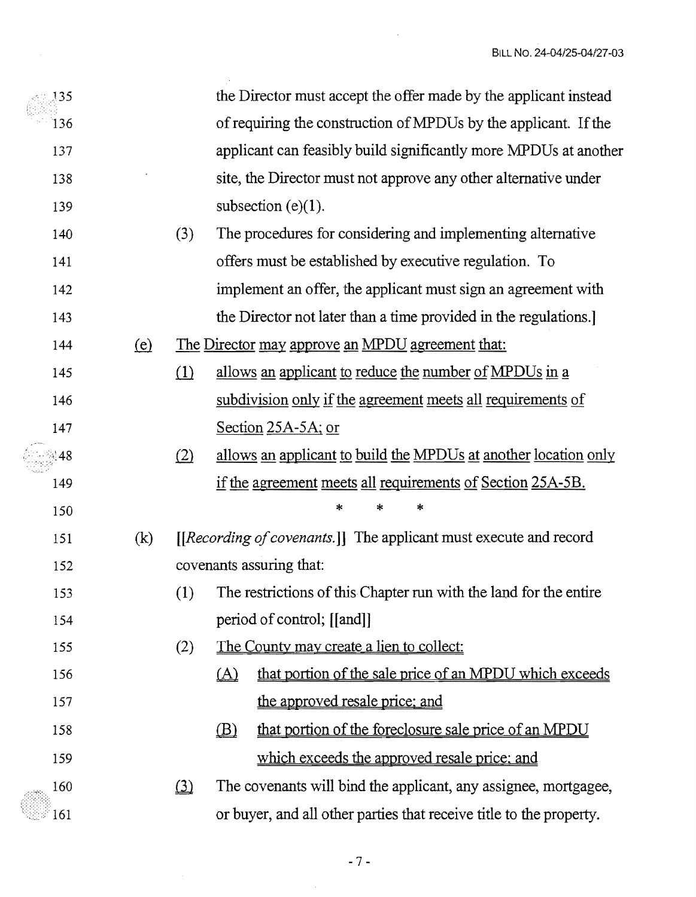the Director must accept the offer made by the applicant instead of requiring the construction of MPDUs by the applicant. If the applicant can feasibly build significantly more MPDUs at another site, the Director must not approve any other alternative under subsection (e)(1).

(3) The procedures for considering and implementing alternative offers must be established by executive regulation. To implement an offer, the applicant must sign an agreement with the Director not later than a time provided in the regulations.]

<u>(e)</u> <u>The Director may approve an MPDU agreement that:</u>

<u>(1)</u> <u>allows an applicant to reduce the number of MPDUs in a subdivision only if the agreement meets all requirements of Section 25A-5A; or</u>

<u>(2)</u> <u>allows an applicant to build the MPDUs at another location only if the agreement meets all requirements of Section 25A-5B.</u>

\* \* \*

(k) [[*Recording of covenants.*]] The applicant must execute and record covenants assuring that:

(1) The restrictions of this Chapter run with the land for the entire period of control; [[and]]

(2) <u>The County may create a lien to collect:</u>

<u>(A)</u> <u>that portion of the sale price of an MPDU which exceeds the approved resale price; and</u>

<u>(B)</u> <u>that portion of the foreclosure sale price of an MPDU which exceeds the approved resale price; and</u>

<u>(3)</u> The covenants will bind the applicant, any assignee, mortgagee, or buyer, and all other parties that receive title to the property.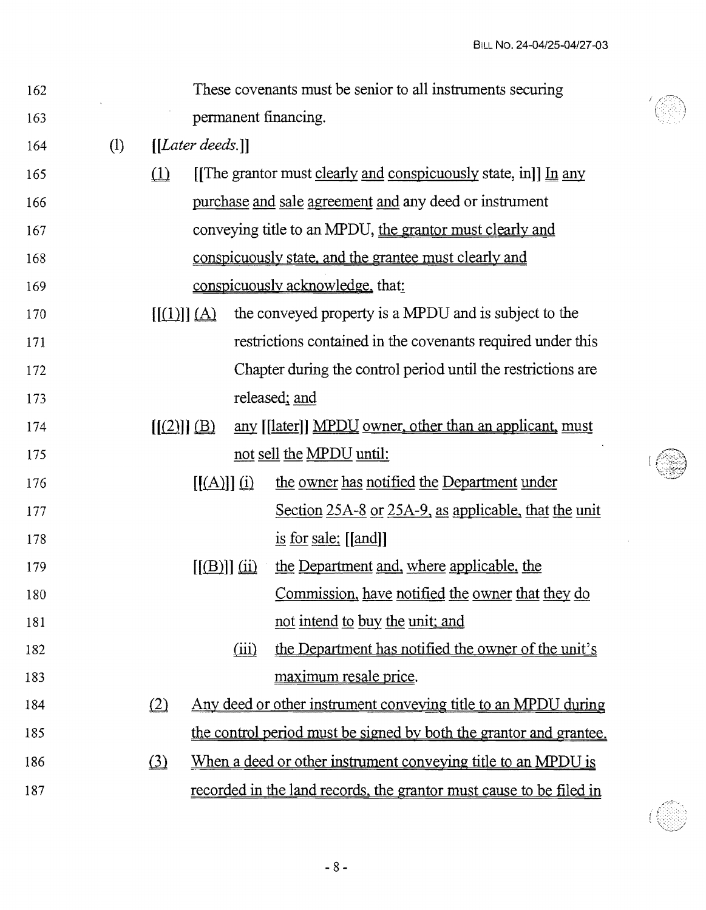162 These covenants must be senior to all instruments securing
163 permanent financing.

164 (l) [[*Later deeds.*]]

165 (1) [[The grantor must clearly and conspicuously state, in]] In any
166 purchase and sale agreement and any deed or instrument
167 conveying title to an MPDU, the grantor must clearly and
168 conspicuously state, and the grantee must clearly and
169 conspicuously acknowledge, that:

170 [[(1)]] (A) the conveyed property is a MPDU and is subject to the
171 restrictions contained in the covenants required under this
172 Chapter during the control period until the restrictions are
173 released; and

174 [[(2)]] (B) any [[later]] MPDU owner, other than an applicant, must
175 not sell the MPDU until:

176 [[(A)]] (i) the owner has notified the Department under
177 Section 25A-8 or 25A-9, as applicable, that the unit
178 is for sale; [[and]]

179 [[(B)]] (ii) the Department and, where applicable, the
180 Commission, have notified the owner that they do
181 not intend to buy the unit; and

182 (iii) the Department has notified the owner of the unit's
183 maximum resale price.

184 (2) Any deed or other instrument conveying title to an MPDU during
185 the control period must be signed by both the grantor and grantee.

186 (3) When a deed or other instrument conveying title to an MPDU is
187 recorded in the land records, the grantor must cause to be filed in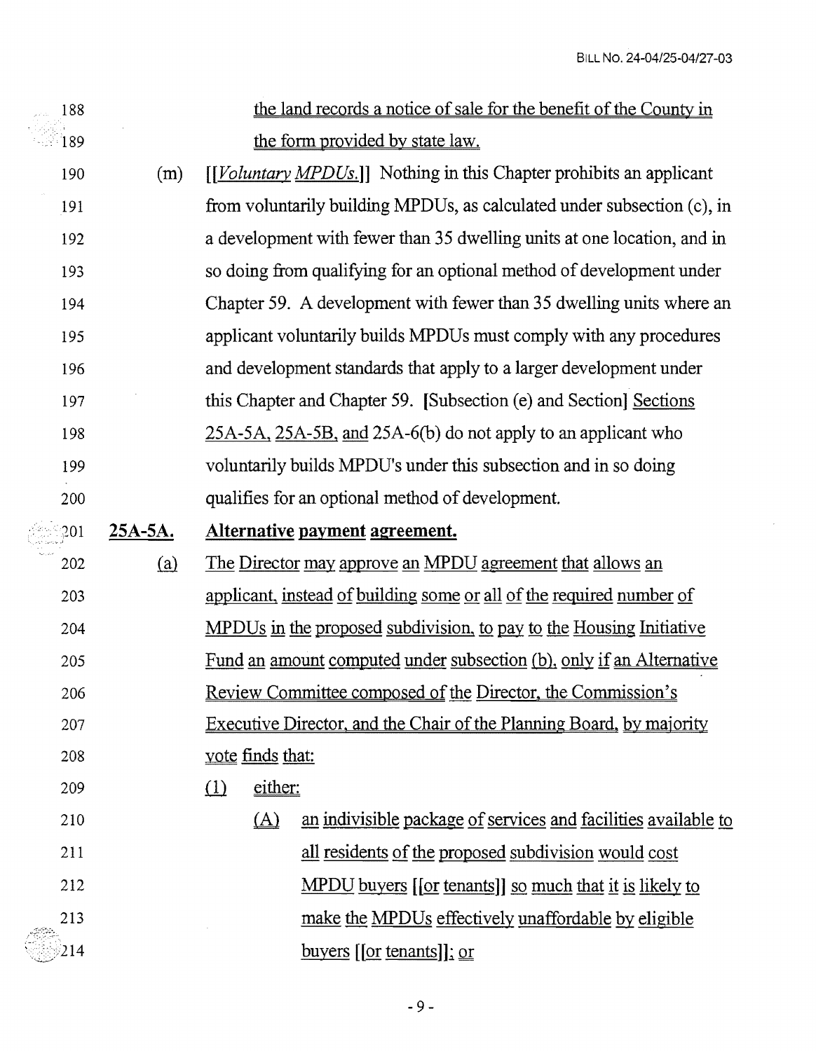the land records a notice of sale for the benefit of the County in the form provided by state law.

(m) [[*Voluntary MPDUs.*]] Nothing in this Chapter prohibits an applicant from voluntarily building MPDUs, as calculated under subsection (c), in a development with fewer than 35 dwelling units at one location, and in so doing from qualifying for an optional method of development under Chapter 59. A development with fewer than 35 dwelling units where an applicant voluntarily builds MPDUs must comply with any procedures and development standards that apply to a larger development under this Chapter and Chapter 59. [Subsection (e) and Section] Sections 25A-5A, 25A-5B, and 25A-6(b) do not apply to an applicant who voluntarily builds MPDU's under this subsection and in so doing qualifies for an optional method of development.

**25A-5A. Alternative payment agreement.**

(a) The Director may approve an MPDU agreement that allows an applicant, instead of building some or all of the required number of MPDUs in the proposed subdivision, to pay to the Housing Initiative Fund an amount computed under subsection (b), only if an Alternative Review Committee composed of the Director, the Commission's Executive Director, and the Chair of the Planning Board, by majority vote finds that:

(1) either:

(A) an indivisible package of services and facilities available to all residents of the proposed subdivision would cost MPDU buyers [[or tenants]] so much that it is likely to make the MPDUs effectively unaffordable by eligible buyers [[or tenants]]; or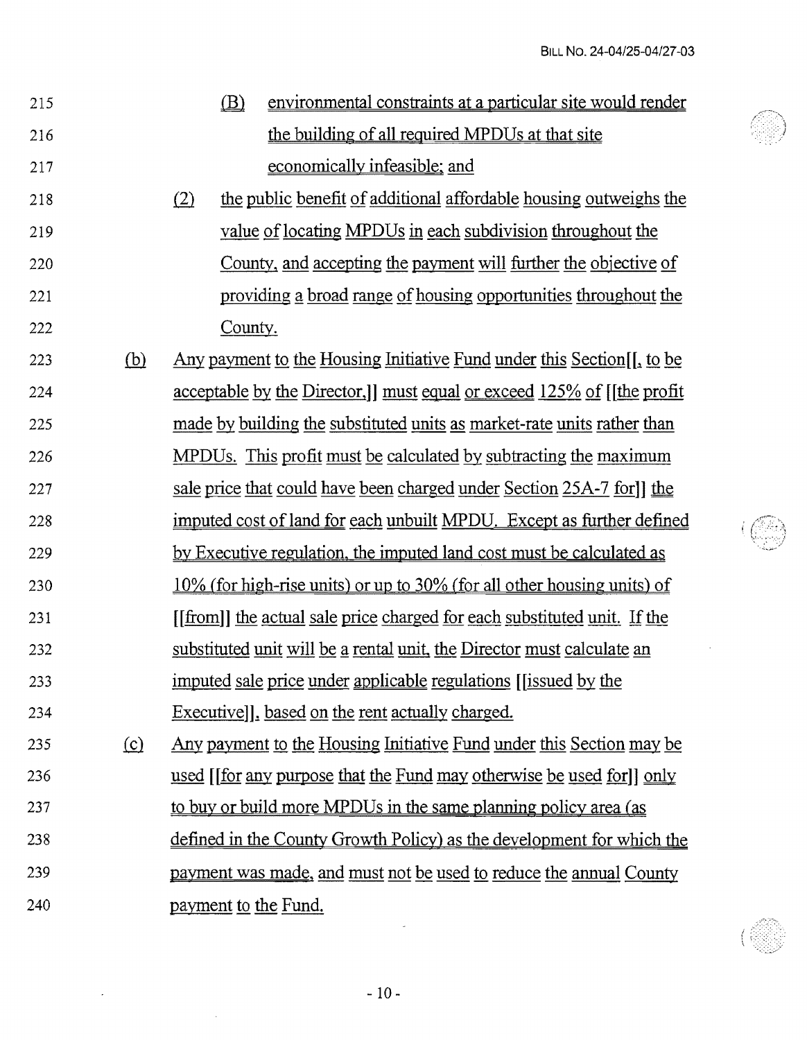215 (B) environmental constraints at a particular site would render
216 the building of all required MPDUs at that site
217 economically infeasible; and
218 (2) the public benefit of additional affordable housing outweighs the
219 value of locating MPDUs in each subdivision throughout the
220 County, and accepting the payment will further the objective of
221 providing a broad range of housing opportunities throughout the
222 County.
223 (b) Any payment to the Housing Initiative Fund under this Section[[, to be
224 acceptable by the Director,]] must equal or exceed 125% of [[the profit
225 made by building the substituted units as market-rate units rather than
226 MPDUs. This profit must be calculated by subtracting the maximum
227 sale price that could have been charged under Section 25A-7 for]] the
228 imputed cost of land for each unbuilt MPDU. Except as further defined
229 by Executive regulation, the imputed land cost must be calculated as
230 10% (for high-rise units) or up to 30% (for all other housing units) of
231 [[from]] the actual sale price charged for each substituted unit. If the
232 substituted unit will be a rental unit, the Director must calculate an
233 imputed sale price under applicable regulations [[issued by the
234 Executive]], based on the rent actually charged.
235 (c) Any payment to the Housing Initiative Fund under this Section may be
236 used [[for any purpose that the Fund may otherwise be used for]] only
237 to buy or build more MPDUs in the same planning policy area (as
238 defined in the County Growth Policy) as the development for which the
239 payment was made, and must not be used to reduce the annual County
240 payment to the Fund.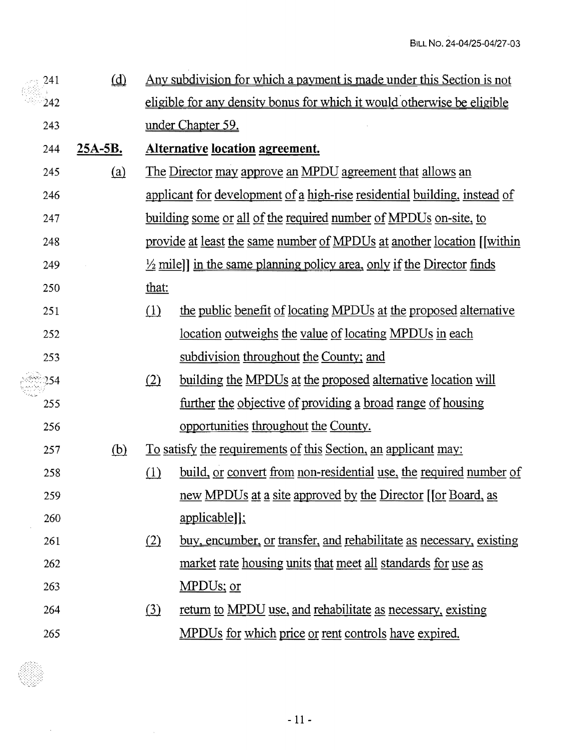241 (d) Any subdivision for which a payment is made under this Section is not
242 eligible for any density bonus for which it would otherwise be eligible
243 under Chapter 59.

244 **25A-5B. Alternative location agreement.**

245 (a) The Director may approve an MPDU agreement that allows an
246 applicant for development of a high-rise residential building, instead of
247 building some or all of the required number of MPDUs on-site, to
248 provide at least the same number of MPDUs at another location [[within
249 ½ mile]] in the same planning policy area, only if the Director finds
250 that:

251 (1) the public benefit of locating MPDUs at the proposed alternative
252 location outweighs the value of locating MPDUs in each
253 subdivision throughout the County; and

254 (2) building the MPDUs at the proposed alternative location will
255 further the objective of providing a broad range of housing
256 opportunities throughout the County.

257 (b) To satisfy the requirements of this Section, an applicant may:

258 (1) build, or convert from non-residential use, the required number of
259 new MPDUs at a site approved by the Director [[or Board, as
260 applicable]];

261 (2) buy, encumber, or transfer, and rehabilitate as necessary, existing
262 market rate housing units that meet all standards for use as
263 MPDUs; or

264 (3) return to MPDU use, and rehabilitate as necessary, existing
265 MPDUs for which price or rent controls have expired.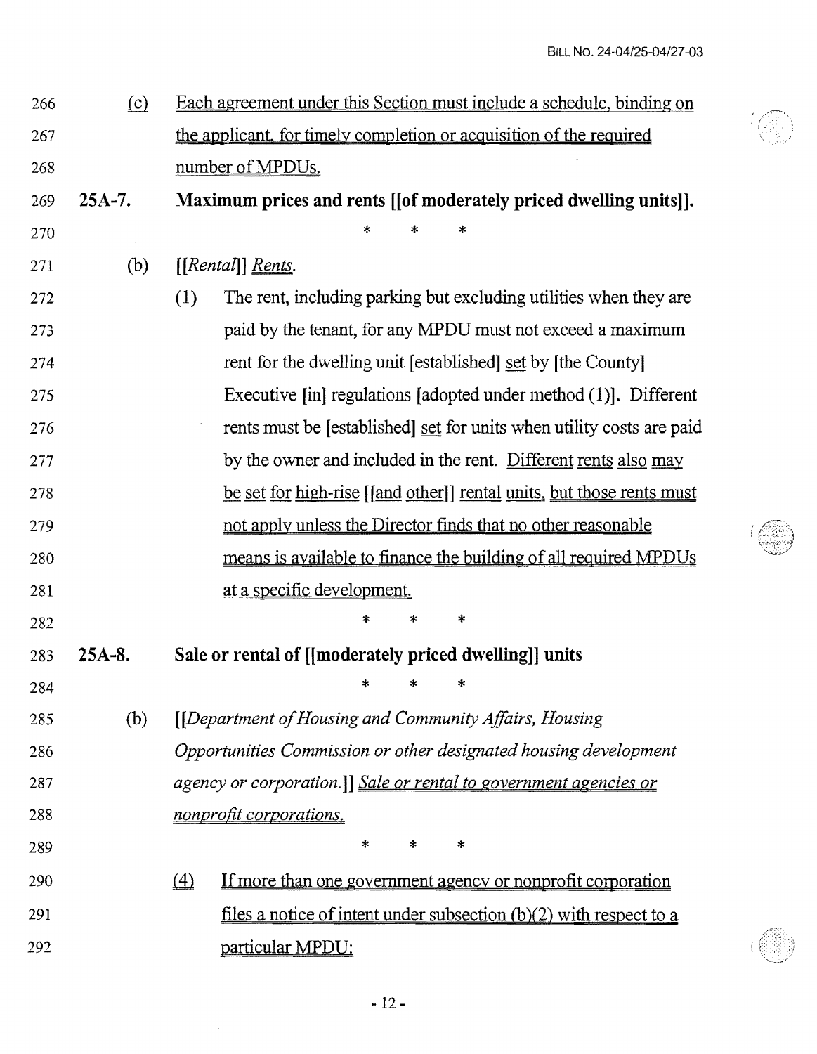(c) Each agreement under this Section must include a schedule, binding on the applicant, for timely completion or acquisition of the required number of MPDUs.

**25A-7. Maximum prices and rents [[of moderately priced dwelling units]].**

\* \* \*

(b) [[*Rental*]] *Rents.*

(1) The rent, including parking but excluding utilities when they are paid by the tenant, for any MPDU must not exceed a maximum rent for the dwelling unit [established] set by [the County] Executive [in] regulations [adopted under method (1)]. Different rents must be [established] set for units when utility costs are paid by the owner and included in the rent. Different rents also may be set for high-rise [[and other]] rental units, but those rents must not apply unless the Director finds that no other reasonable means is available to finance the building of all required MPDUs at a specific development.

\* \* \*

**25A-8. Sale or rental of [[moderately priced dwelling]] units**

\* \* \*

(b) [[*Department of Housing and Community Affairs, Housing Opportunities Commission or other designated housing development agency or corporation.*]] *Sale or rental to government agencies or nonprofit corporations.*

\* \* \*

(4) If more than one government agency or nonprofit corporation files a notice of intent under subsection (b)(2) with respect to a particular MPDU: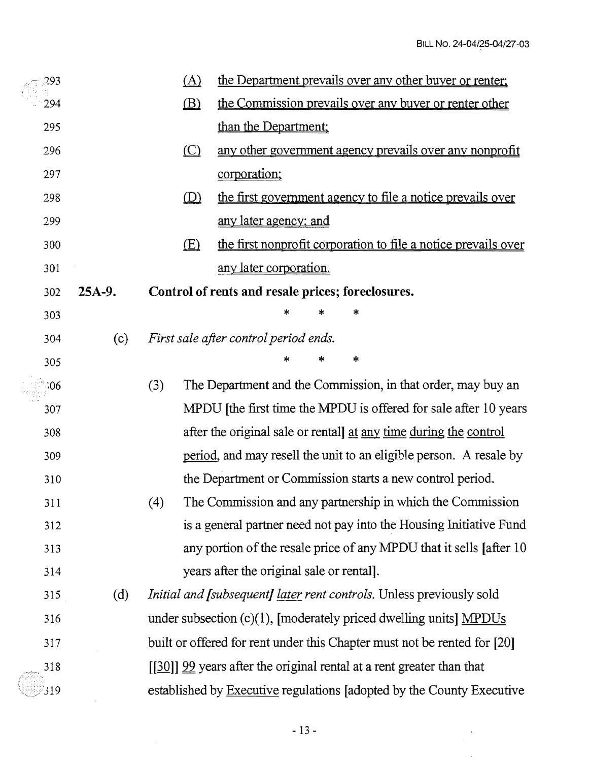(A) the Department prevails over any other buyer or renter;

(B) the Commission prevails over any buyer or renter other than the Department;

(C) any other government agency prevails over any nonprofit corporation;

(D) the first government agency to file a notice prevails over any later agency; and

(E) the first nonprofit corporation to file a notice prevails over any later corporation.

**25A-9. Control of rents and resale prices; foreclosures.**

\* \* \*

(c) *First sale after control period ends.*

\* \* \*

(3) The Department and the Commission, in that order, may buy an MPDU [the first time the MPDU is offered for sale after 10 years after the original sale or rental] at any time during the control period, and may resell the unit to an eligible person. A resale by the Department or Commission starts a new control period.

(4) The Commission and any partnership in which the Commission is a general partner need not pay into the Housing Initiative Fund any portion of the resale price of any MPDU that it sells [after 10 years after the original sale or rental].

(d) *Initial and [subsequent] later rent controls.* Unless previously sold under subsection (c)(1), [moderately priced dwelling units] MPDUs built or offered for rent under this Chapter must not be rented for [20] [[30]] 99 years after the original rental at a rent greater than that established by Executive regulations [adopted by the County Executive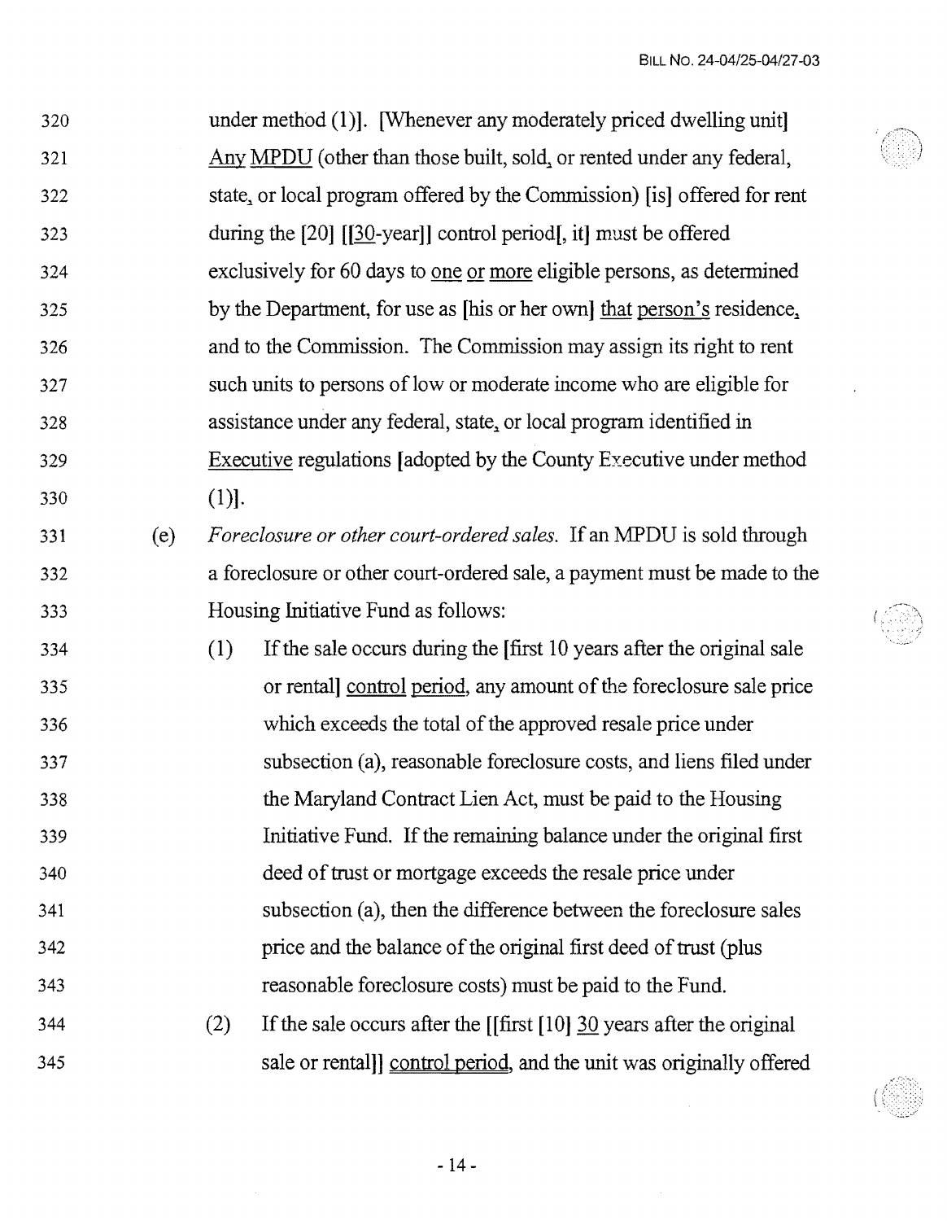under method (1)]. [Whenever any moderately priced dwelling unit] Any MPDU (other than those built, sold, or rented under any federal, state, or local program offered by the Commission) [is] offered for rent during the [20] [[30-year]] control period[, it] must be offered exclusively for 60 days to one or more eligible persons, as determined by the Department, for use as [his or her own] that person's residence, and to the Commission. The Commission may assign its right to rent such units to persons of low or moderate income who are eligible for assistance under any federal, state, or local program identified in Executive regulations [adopted by the County Executive under method (1)].

(e) *Foreclosure or other court-ordered sales.* If an MPDU is sold through a foreclosure or other court-ordered sale, a payment must be made to the Housing Initiative Fund as follows:

(1) If the sale occurs during the [first 10 years after the original sale or rental] control period, any amount of the foreclosure sale price which exceeds the total of the approved resale price under subsection (a), reasonable foreclosure costs, and liens filed under the Maryland Contract Lien Act, must be paid to the Housing Initiative Fund. If the remaining balance under the original first deed of trust or mortgage exceeds the resale price under subsection (a), then the difference between the foreclosure sales price and the balance of the original first deed of trust (plus reasonable foreclosure costs) must be paid to the Fund.

(2) If the sale occurs after the [[first [10] 30 years after the original sale or rental]] control period, and the unit was originally offered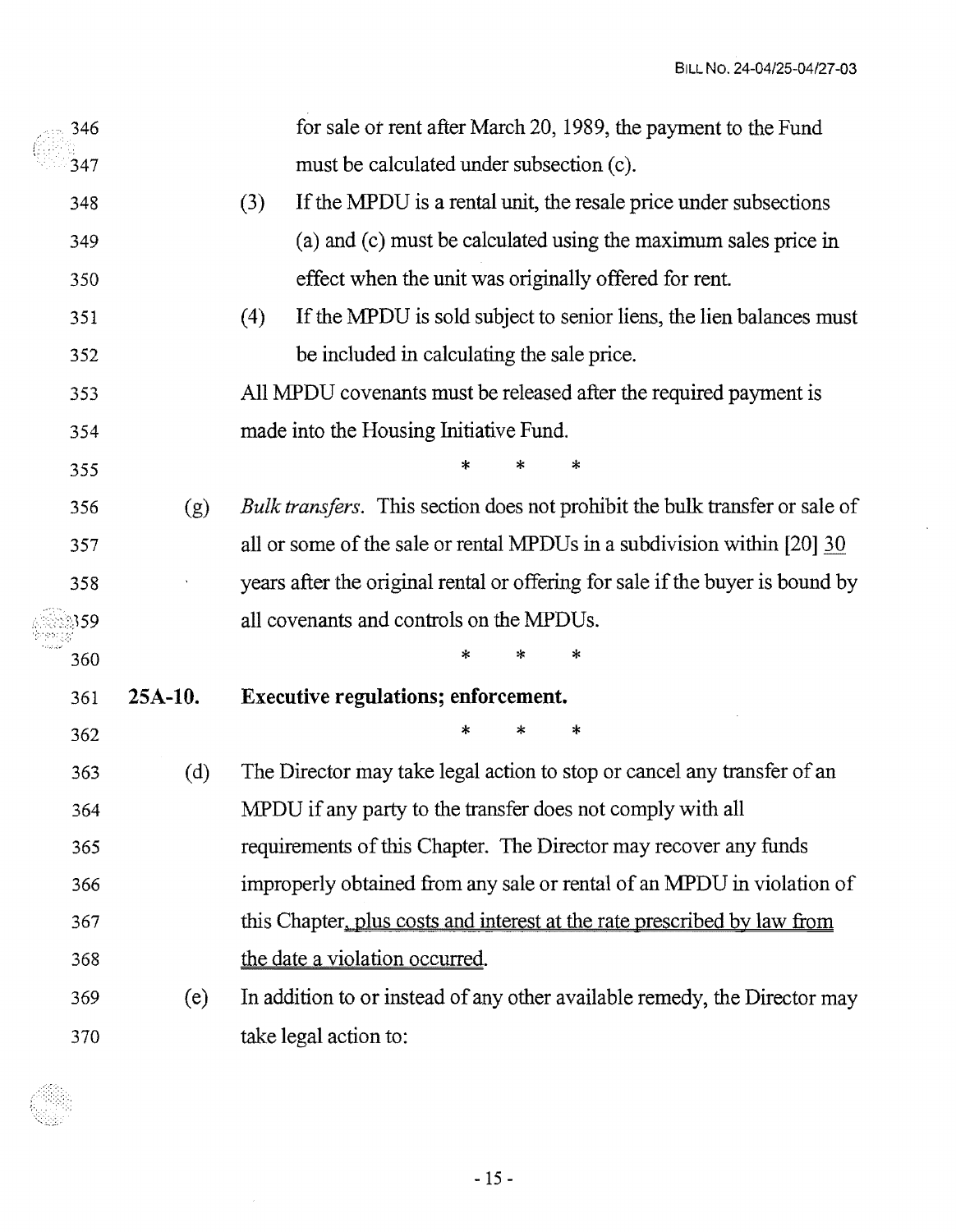for sale or rent after March 20, 1989, the payment to the Fund must be calculated under subsection (c).

(3) If the MPDU is a rental unit, the resale price under subsections (a) and (c) must be calculated using the maximum sales price in effect when the unit was originally offered for rent.

(4) If the MPDU is sold subject to senior liens, the lien balances must be included in calculating the sale price.

All MPDU covenants must be released after the required payment is made into the Housing Initiative Fund.

\* \* \*

(g) *Bulk transfers*. This section does not prohibit the bulk transfer or sale of all or some of the sale or rental MPDUs in a subdivision within [20] <u>30</u> years after the original rental or offering for sale if the buyer is bound by all covenants and controls on the MPDUs.

\* \* \*

**25A-10. Executive regulations; enforcement.**

\* \* \*

(d) The Director may take legal action to stop or cancel any transfer of an MPDU if any party to the transfer does not comply with all requirements of this Chapter. The Director may recover any funds improperly obtained from any sale or rental of an MPDU in violation of this Chapter<u>, plus costs and interest at the rate prescribed by law from the date a violation occurred</u>.

(e) In addition to or instead of any other available remedy, the Director may take legal action to: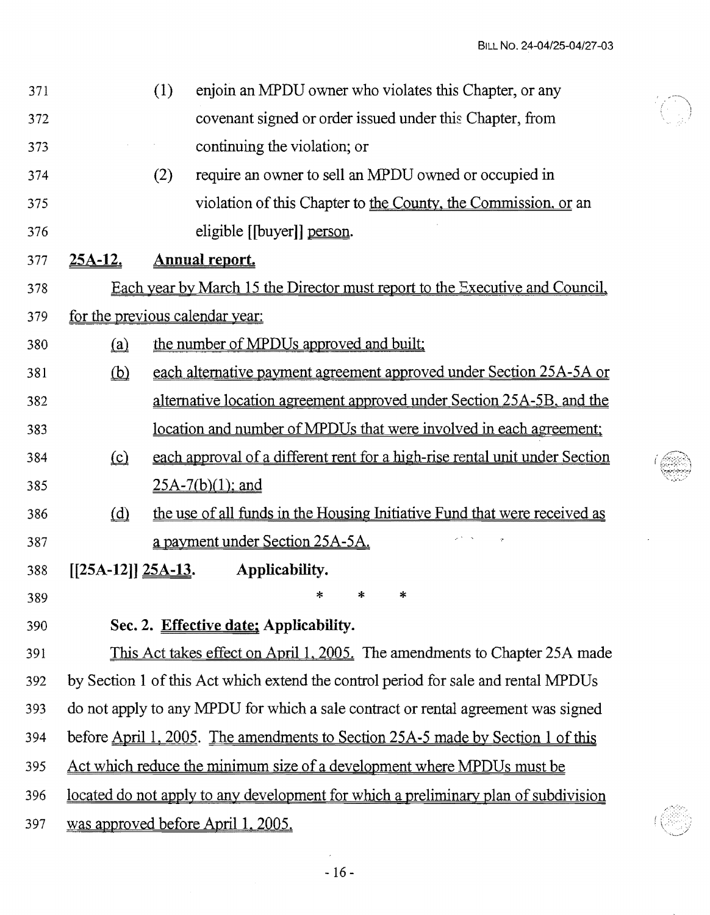(1) enjoin an MPDU owner who violates this Chapter, or any covenant signed or order issued under this Chapter, from continuing the violation; or

(2) require an owner to sell an MPDU owned or occupied in violation of this Chapter to the County, the Commission, or an eligible [[buyer]] person.

**25A-12. Annual report.**

Each year by March 15 the Director must report to the Executive and Council, for the previous calendar year:

(a) the number of MPDUs approved and built;

(b) each alternative payment agreement approved under Section 25A-5A or alternative location agreement approved under Section 25A-5B, and the location and number of MPDUs that were involved in each agreement;

(c) each approval of a different rent for a high-rise rental unit under Section 25A-7(b)(1); and

(d) the use of all funds in the Housing Initiative Fund that were received as a payment under Section 25A-5A.

**[[25A-12]] 25A-13. Applicability.**

\* \* \*

**Sec. 2. Effective date; Applicability.**

This Act takes effect on April 1, 2005. The amendments to Chapter 25A made by Section 1 of this Act which extend the control period for sale and rental MPDUs do not apply to any MPDU for which a sale contract or rental agreement was signed before April 1, 2005. The amendments to Section 25A-5 made by Section 1 of this Act which reduce the minimum size of a development where MPDUs must be located do not apply to any development for which a preliminary plan of subdivision was approved before April 1, 2005.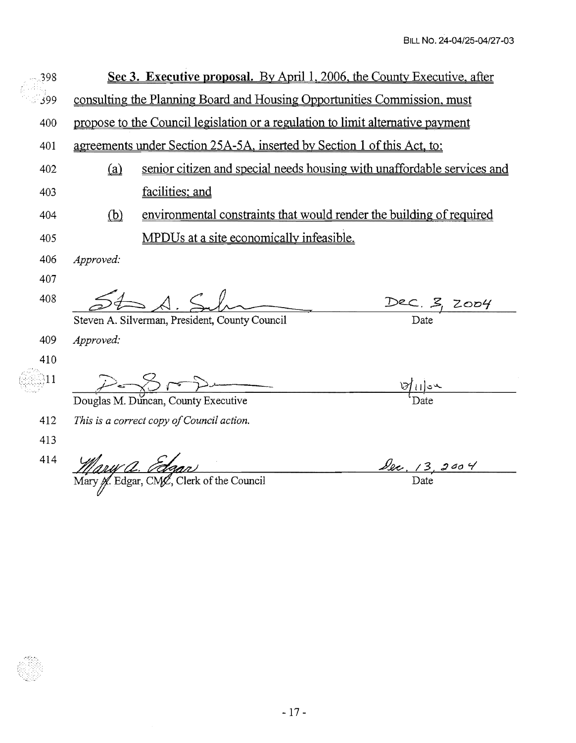398 **Sec 3. Executive proposal.** By April 1, 2006, the County Executive, after
399 consulting the Planning Board and Housing Opportunities Commission, must
400 propose to the Council legislation or a regulation to limit alternative payment
401 agreements under Section 25A-5A, inserted by Section 1 of this Act, to:

402 (a) senior citizen and special needs housing with unaffordable services and
403 facilities; and

404 (b) environmental constraints that would render the building of required
405 MPDUs at a site economically infeasible.

406 *Approved:*

407

408 Steven A. Silverman, President, County Council — Date: Dec. 3, 2004

409 *Approved:*

410

411 Douglas M. Duncan, County Executive — Date: 12/11/04

412 *This is a correct copy of Council action.*

413

414 Mary A. Edgar, CMC, Clerk of the Council — Date: Dec. 13, 2004